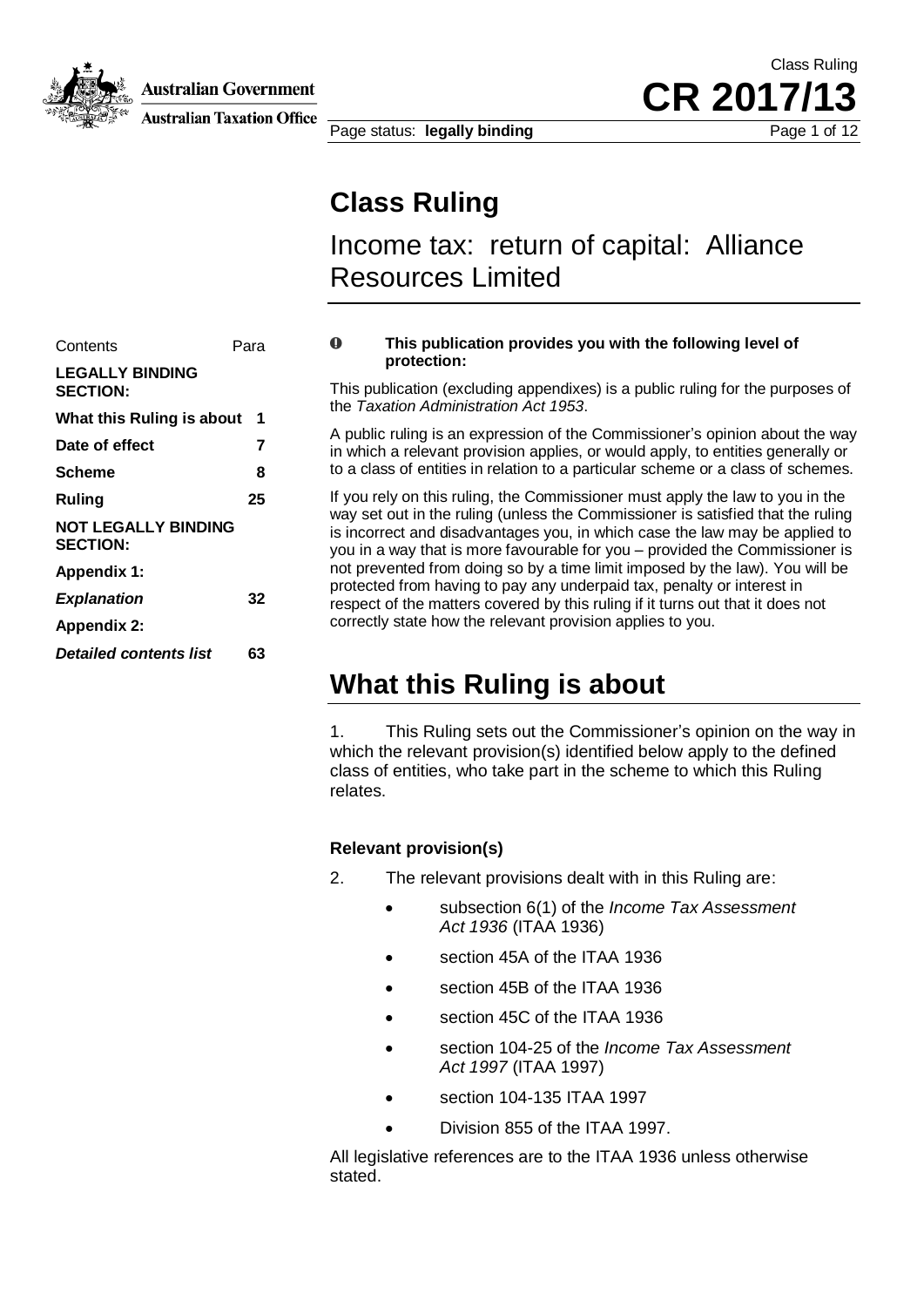Australian Government

Australian Taxation Office

Class Ruling

**CR 2017/13**

Page status: **legally binding**

# Class Ruling

## Income tax: return of capital: Alliance Resources Limited

| Contents | Para |
|---|---|
| **LEGALLY BINDING SECTION:** | |
| **What this Ruling is about** | **1** |
| **Date of effect** | **7** |
| **Scheme** | **8** |
| **Ruling** | **25** |
| **NOT LEGALLY BINDING SECTION:** | |
| **Appendix 1:** | |
| ***Explanation*** | **32** |
| **Appendix 2:** | |
| ***Detailed contents list*** | **63** |

**This publication provides you with the following level of protection:**

This publication (excluding appendixes) is a public ruling for the purposes of the *Taxation Administration Act 1953*.

A public ruling is an expression of the Commissioner's opinion about the way in which a relevant provision applies, or would apply, to entities generally or to a class of entities in relation to a particular scheme or a class of schemes.

If you rely on this ruling, the Commissioner must apply the law to you in the way set out in the ruling (unless the Commissioner is satisfied that the ruling is incorrect and disadvantages you, in which case the law may be applied to you in a way that is more favourable for you – provided the Commissioner is not prevented from doing so by a time limit imposed by the law). You will be protected from having to pay any underpaid tax, penalty or interest in respect of the matters covered by this ruling if it turns out that it does not correctly state how the relevant provision applies to you.

# What this Ruling is about

1. This Ruling sets out the Commissioner's opinion on the way in which the relevant provision(s) identified below apply to the defined class of entities, who take part in the scheme to which this Ruling relates.

### Relevant provision(s)

2. The relevant provisions dealt with in this Ruling are:

- subsection 6(1) of the *Income Tax Assessment Act 1936* (ITAA 1936)
- section 45A of the ITAA 1936
- section 45B of the ITAA 1936
- section 45C of the ITAA 1936
- section 104-25 of the *Income Tax Assessment Act 1997* (ITAA 1997)
- section 104-135 ITAA 1997
- Division 855 of the ITAA 1997.

All legislative references are to the ITAA 1936 unless otherwise stated.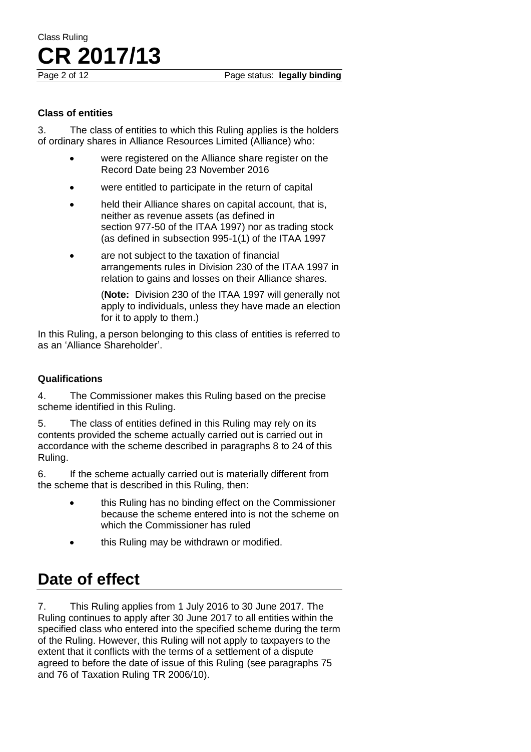### Class of entities

3. The class of entities to which this Ruling applies is the holders of ordinary shares in Alliance Resources Limited (Alliance) who:

- were registered on the Alliance share register on the Record Date being 23 November 2016
- were entitled to participate in the return of capital
- held their Alliance shares on capital account, that is, neither as revenue assets (as defined in section 977-50 of the ITAA 1997) nor as trading stock (as defined in subsection 995-1(1) of the ITAA 1997
- are not subject to the taxation of financial arrangements rules in Division 230 of the ITAA 1997 in relation to gains and losses on their Alliance shares.

  (**Note:** Division 230 of the ITAA 1997 will generally not apply to individuals, unless they have made an election for it to apply to them.)

In this Ruling, a person belonging to this class of entities is referred to as an 'Alliance Shareholder'.

### Qualifications

4. The Commissioner makes this Ruling based on the precise scheme identified in this Ruling.

5. The class of entities defined in this Ruling may rely on its contents provided the scheme actually carried out is carried out in accordance with the scheme described in paragraphs 8 to 24 of this Ruling.

6. If the scheme actually carried out is materially different from the scheme that is described in this Ruling, then:

- this Ruling has no binding effect on the Commissioner because the scheme entered into is not the scheme on which the Commissioner has ruled
- this Ruling may be withdrawn or modified.

## Date of effect

7. This Ruling applies from 1 July 2016 to 30 June 2017. The Ruling continues to apply after 30 June 2017 to all entities within the specified class who entered into the specified scheme during the term of the Ruling. However, this Ruling will not apply to taxpayers to the extent that it conflicts with the terms of a settlement of a dispute agreed to before the date of issue of this Ruling (see paragraphs 75 and 76 of Taxation Ruling TR 2006/10).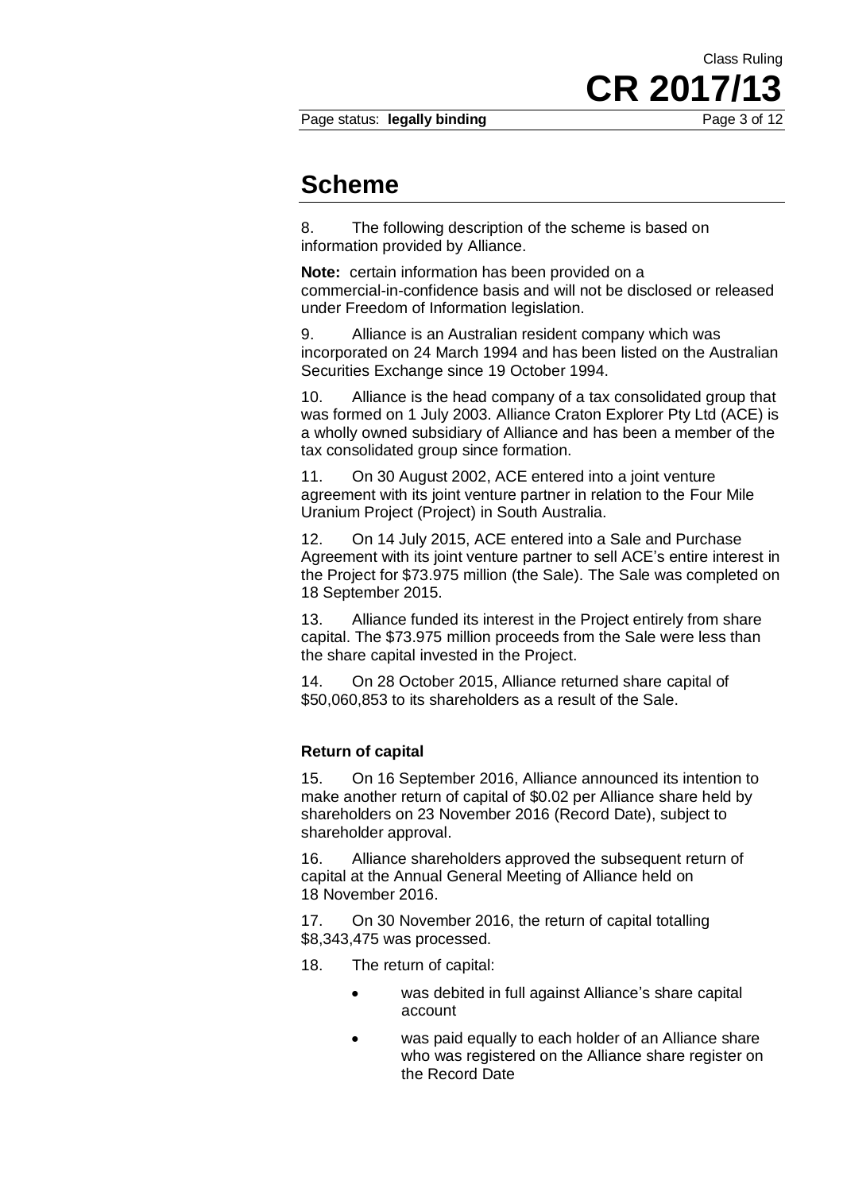## Scheme

8. The following description of the scheme is based on information provided by Alliance.

**Note:** certain information has been provided on a commercial-in-confidence basis and will not be disclosed or released under Freedom of Information legislation.

9. Alliance is an Australian resident company which was incorporated on 24 March 1994 and has been listed on the Australian Securities Exchange since 19 October 1994.

10. Alliance is the head company of a tax consolidated group that was formed on 1 July 2003. Alliance Craton Explorer Pty Ltd (ACE) is a wholly owned subsidiary of Alliance and has been a member of the tax consolidated group since formation.

11. On 30 August 2002, ACE entered into a joint venture agreement with its joint venture partner in relation to the Four Mile Uranium Project (Project) in South Australia.

12. On 14 July 2015, ACE entered into a Sale and Purchase Agreement with its joint venture partner to sell ACE's entire interest in the Project for $73.975 million (the Sale). The Sale was completed on 18 September 2015.

13. Alliance funded its interest in the Project entirely from share capital. The $73.975 million proceeds from the Sale were less than the share capital invested in the Project.

14. On 28 October 2015, Alliance returned share capital of $50,060,853 to its shareholders as a result of the Sale.

### Return of capital

15. On 16 September 2016, Alliance announced its intention to make another return of capital of $0.02 per Alliance share held by shareholders on 23 November 2016 (Record Date), subject to shareholder approval.

16. Alliance shareholders approved the subsequent return of capital at the Annual General Meeting of Alliance held on 18 November 2016.

17. On 30 November 2016, the return of capital totalling $8,343,475 was processed.

18. The return of capital:

- was debited in full against Alliance's share capital account
- was paid equally to each holder of an Alliance share who was registered on the Alliance share register on the Record Date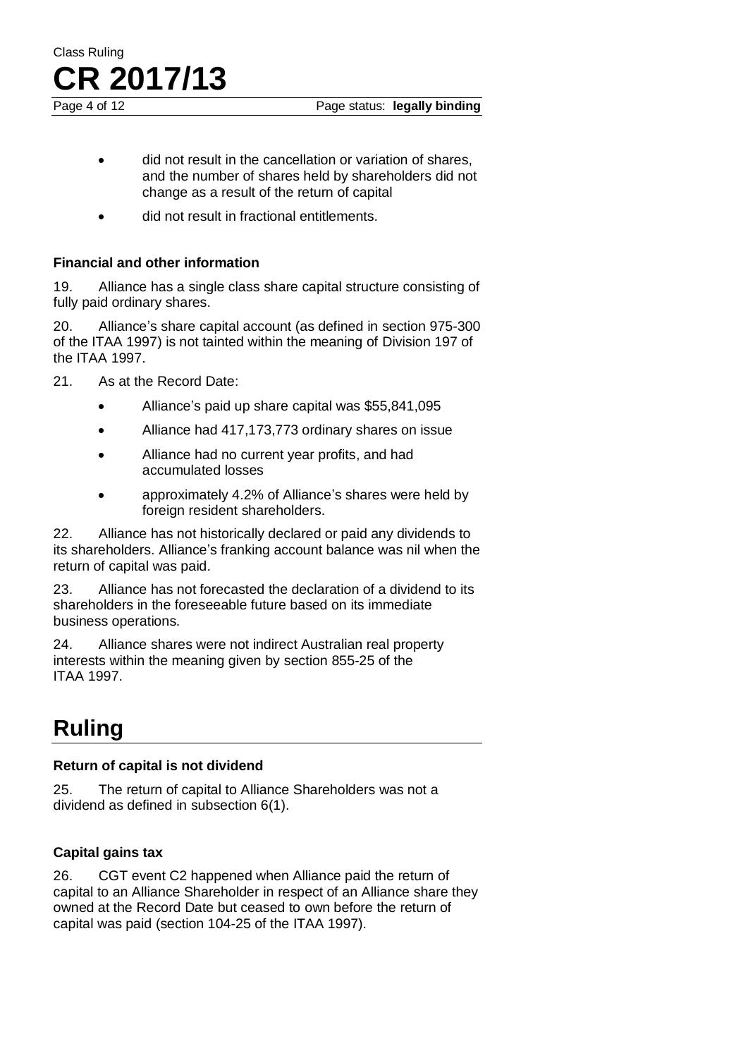- did not result in the cancellation or variation of shares, and the number of shares held by shareholders did not change as a result of the return of capital
- did not result in fractional entitlements.

### Financial and other information

19. Alliance has a single class share capital structure consisting of fully paid ordinary shares.

20. Alliance's share capital account (as defined in section 975-300 of the ITAA 1997) is not tainted within the meaning of Division 197 of the ITAA 1997.

21. As at the Record Date:

- Alliance's paid up share capital was $55,841,095
- Alliance had 417,173,773 ordinary shares on issue
- Alliance had no current year profits, and had accumulated losses
- approximately 4.2% of Alliance's shares were held by foreign resident shareholders.

22. Alliance has not historically declared or paid any dividends to its shareholders. Alliance's franking account balance was nil when the return of capital was paid.

23. Alliance has not forecasted the declaration of a dividend to its shareholders in the foreseeable future based on its immediate business operations.

24. Alliance shares were not indirect Australian real property interests within the meaning given by section 855-25 of the ITAA 1997.

## Ruling

### Return of capital is not dividend

25. The return of capital to Alliance Shareholders was not a dividend as defined in subsection 6(1).

### Capital gains tax

26. CGT event C2 happened when Alliance paid the return of capital to an Alliance Shareholder in respect of an Alliance share they owned at the Record Date but ceased to own before the return of capital was paid (section 104-25 of the ITAA 1997).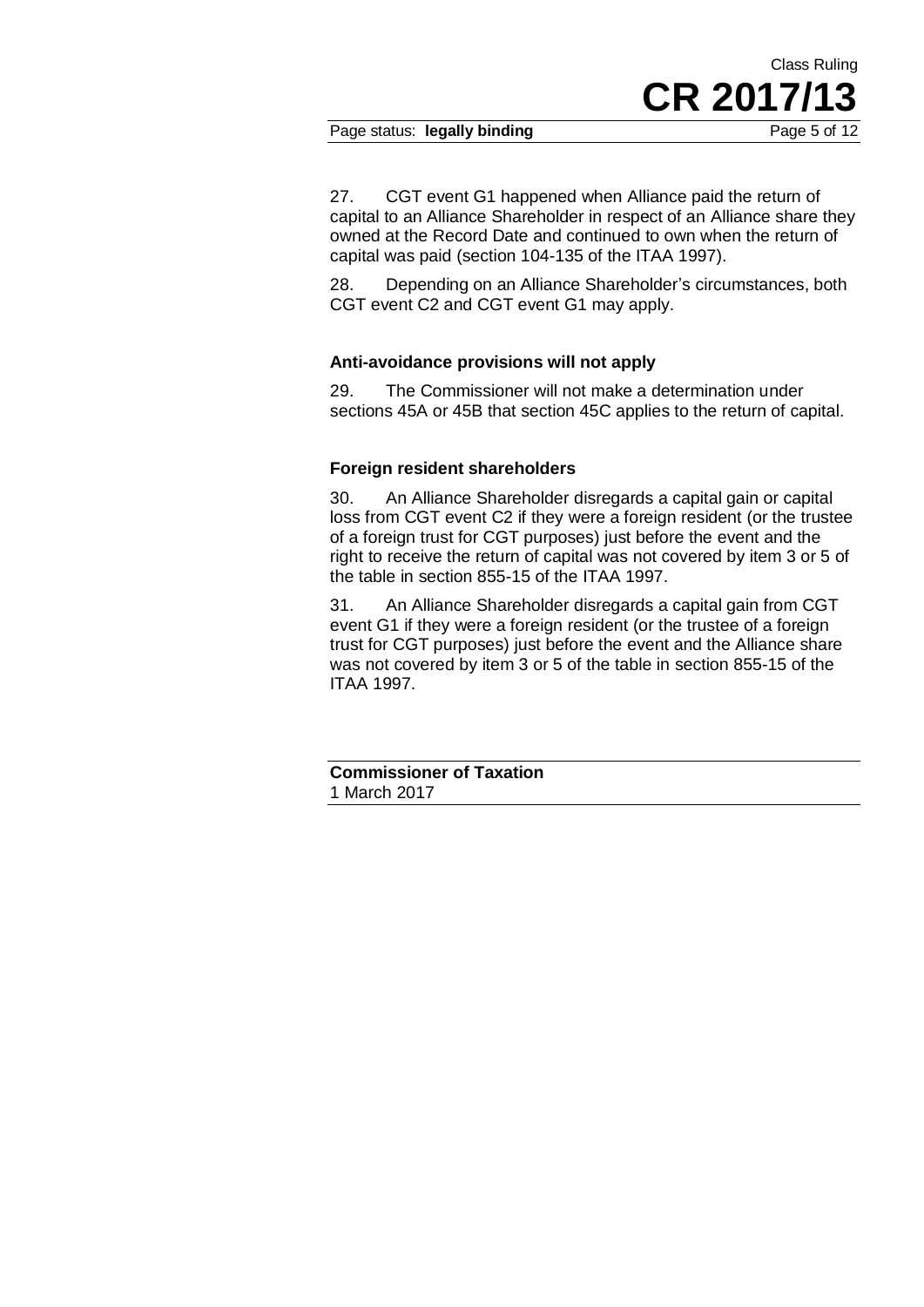27. CGT event G1 happened when Alliance paid the return of capital to an Alliance Shareholder in respect of an Alliance share they owned at the Record Date and continued to own when the return of capital was paid (section 104-135 of the ITAA 1997).

28. Depending on an Alliance Shareholder's circumstances, both CGT event C2 and CGT event G1 may apply.

### Anti-avoidance provisions will not apply

29. The Commissioner will not make a determination under sections 45A or 45B that section 45C applies to the return of capital.

### Foreign resident shareholders

30. An Alliance Shareholder disregards a capital gain or capital loss from CGT event C2 if they were a foreign resident (or the trustee of a foreign trust for CGT purposes) just before the event and the right to receive the return of capital was not covered by item 3 or 5 of the table in section 855-15 of the ITAA 1997.

31. An Alliance Shareholder disregards a capital gain from CGT event G1 if they were a foreign resident (or the trustee of a foreign trust for CGT purposes) just before the event and the Alliance share was not covered by item 3 or 5 of the table in section 855-15 of the ITAA 1997.

**Commissioner of Taxation**
1 March 2017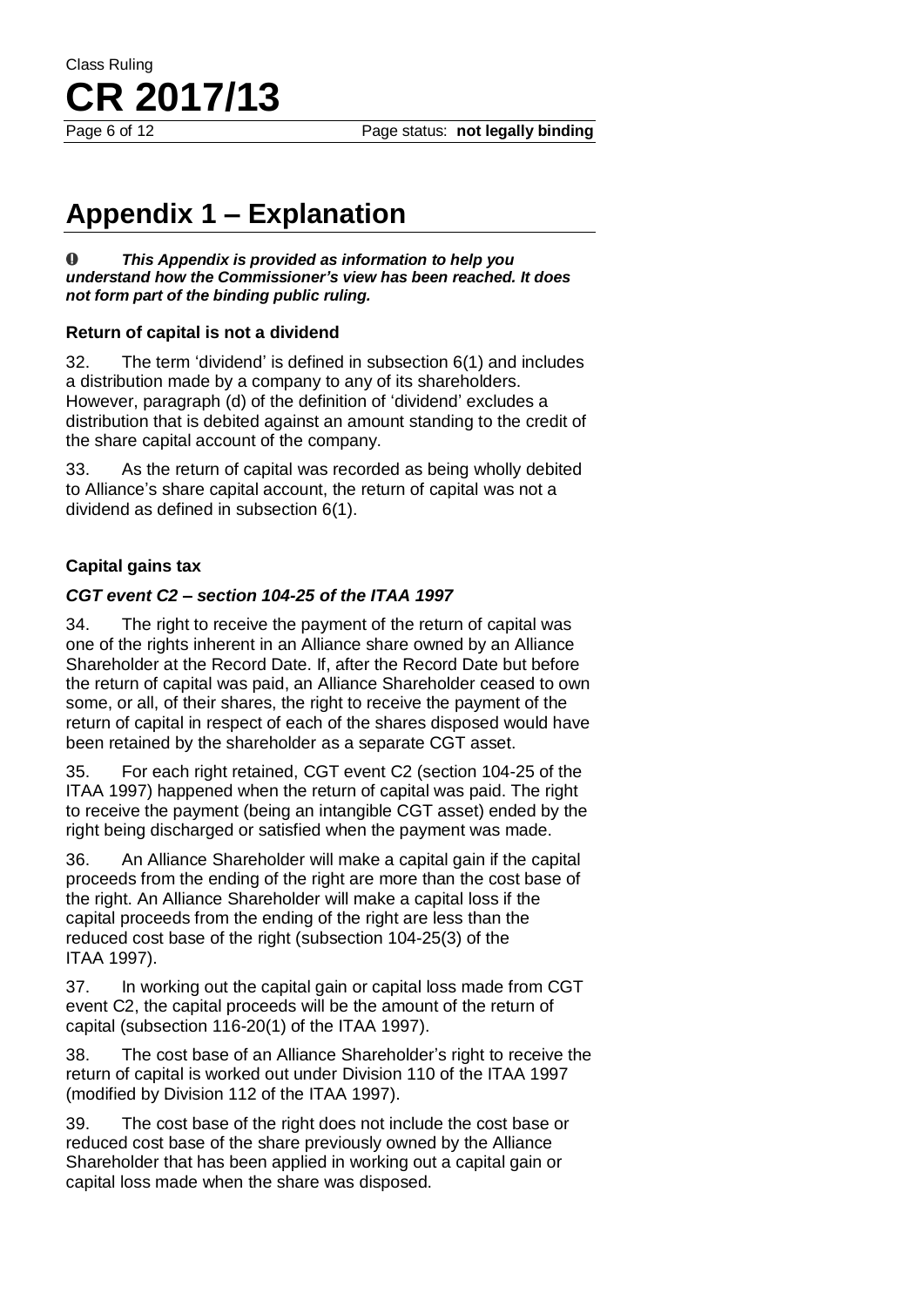# Appendix 1 – Explanation

**_This Appendix is provided as information to help you understand how the Commissioner's view has been reached. It does not form part of the binding public ruling._**

### Return of capital is not a dividend

32. The term 'dividend' is defined in subsection 6(1) and includes a distribution made by a company to any of its shareholders. However, paragraph (d) of the definition of 'dividend' excludes a distribution that is debited against an amount standing to the credit of the share capital account of the company.

33. As the return of capital was recorded as being wholly debited to Alliance's share capital account, the return of capital was not a dividend as defined in subsection 6(1).

### Capital gains tax

#### *CGT event C2 – section 104-25 of the ITAA 1997*

34. The right to receive the payment of the return of capital was one of the rights inherent in an Alliance share owned by an Alliance Shareholder at the Record Date. If, after the Record Date but before the return of capital was paid, an Alliance Shareholder ceased to own some, or all, of their shares, the right to receive the payment of the return of capital in respect of each of the shares disposed would have been retained by the shareholder as a separate CGT asset.

35. For each right retained, CGT event C2 (section 104-25 of the ITAA 1997) happened when the return of capital was paid. The right to receive the payment (being an intangible CGT asset) ended by the right being discharged or satisfied when the payment was made.

36. An Alliance Shareholder will make a capital gain if the capital proceeds from the ending of the right are more than the cost base of the right. An Alliance Shareholder will make a capital loss if the capital proceeds from the ending of the right are less than the reduced cost base of the right (subsection 104-25(3) of the ITAA 1997).

37. In working out the capital gain or capital loss made from CGT event C2, the capital proceeds will be the amount of the return of capital (subsection 116-20(1) of the ITAA 1997).

38. The cost base of an Alliance Shareholder's right to receive the return of capital is worked out under Division 110 of the ITAA 1997 (modified by Division 112 of the ITAA 1997).

39. The cost base of the right does not include the cost base or reduced cost base of the share previously owned by the Alliance Shareholder that has been applied in working out a capital gain or capital loss made when the share was disposed.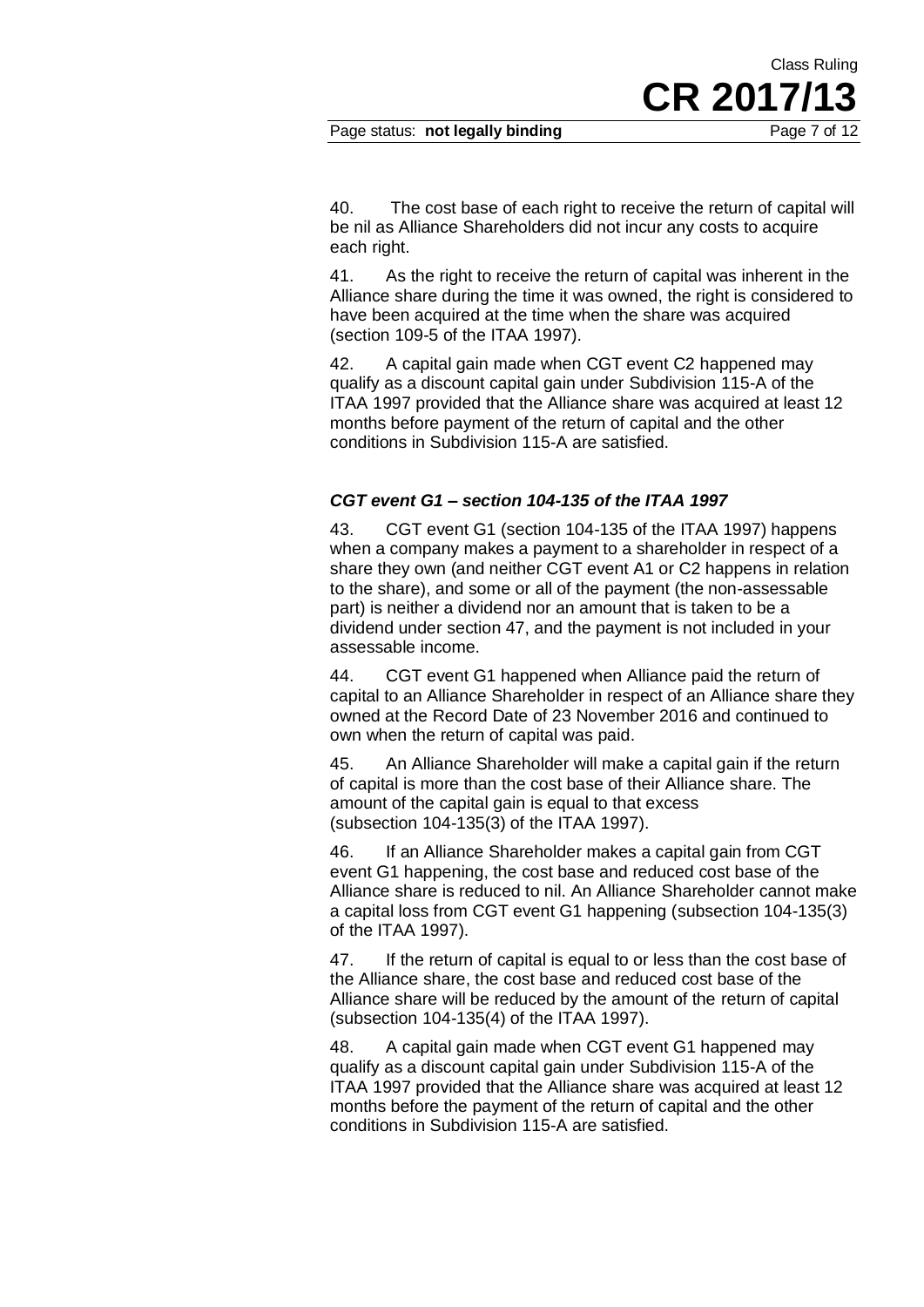40. The cost base of each right to receive the return of capital will be nil as Alliance Shareholders did not incur any costs to acquire each right.

41. As the right to receive the return of capital was inherent in the Alliance share during the time it was owned, the right is considered to have been acquired at the time when the share was acquired (section 109-5 of the ITAA 1997).

42. A capital gain made when CGT event C2 happened may qualify as a discount capital gain under Subdivision 115-A of the ITAA 1997 provided that the Alliance share was acquired at least 12 months before payment of the return of capital and the other conditions in Subdivision 115-A are satisfied.

### *CGT event G1 – section 104-135 of the ITAA 1997*

43. CGT event G1 (section 104-135 of the ITAA 1997) happens when a company makes a payment to a shareholder in respect of a share they own (and neither CGT event A1 or C2 happens in relation to the share), and some or all of the payment (the non-assessable part) is neither a dividend nor an amount that is taken to be a dividend under section 47, and the payment is not included in your assessable income.

44. CGT event G1 happened when Alliance paid the return of capital to an Alliance Shareholder in respect of an Alliance share they owned at the Record Date of 23 November 2016 and continued to own when the return of capital was paid.

45. An Alliance Shareholder will make a capital gain if the return of capital is more than the cost base of their Alliance share. The amount of the capital gain is equal to that excess (subsection 104-135(3) of the ITAA 1997).

46. If an Alliance Shareholder makes a capital gain from CGT event G1 happening, the cost base and reduced cost base of the Alliance share is reduced to nil. An Alliance Shareholder cannot make a capital loss from CGT event G1 happening (subsection 104-135(3) of the ITAA 1997).

47. If the return of capital is equal to or less than the cost base of the Alliance share, the cost base and reduced cost base of the Alliance share will be reduced by the amount of the return of capital (subsection 104-135(4) of the ITAA 1997).

48. A capital gain made when CGT event G1 happened may qualify as a discount capital gain under Subdivision 115-A of the ITAA 1997 provided that the Alliance share was acquired at least 12 months before the payment of the return of capital and the other conditions in Subdivision 115-A are satisfied.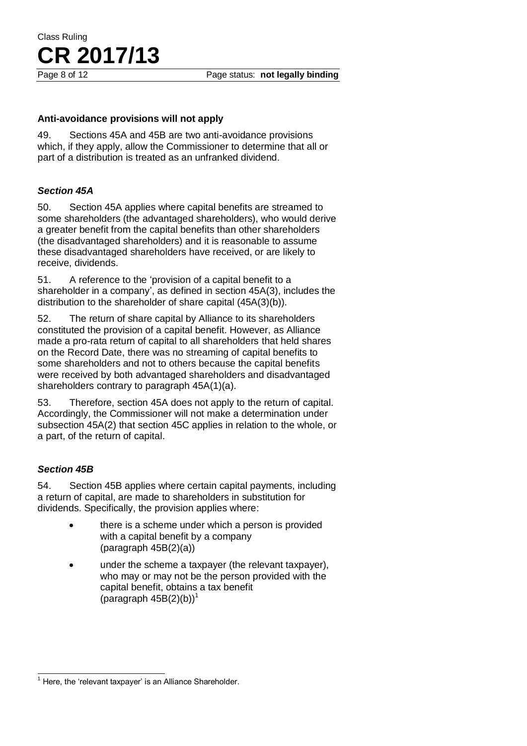### Anti-avoidance provisions will not apply

49. Sections 45A and 45B are two anti-avoidance provisions which, if they apply, allow the Commissioner to determine that all or part of a distribution is treated as an unfranked dividend.

#### *Section 45A*

50. Section 45A applies where capital benefits are streamed to some shareholders (the advantaged shareholders), who would derive a greater benefit from the capital benefits than other shareholders (the disadvantaged shareholders) and it is reasonable to assume these disadvantaged shareholders have received, or are likely to receive, dividends.

51. A reference to the 'provision of a capital benefit to a shareholder in a company', as defined in section 45A(3), includes the distribution to the shareholder of share capital (45A(3)(b)).

52. The return of share capital by Alliance to its shareholders constituted the provision of a capital benefit. However, as Alliance made a pro-rata return of capital to all shareholders that held shares on the Record Date, there was no streaming of capital benefits to some shareholders and not to others because the capital benefits were received by both advantaged shareholders and disadvantaged shareholders contrary to paragraph 45A(1)(a).

53. Therefore, section 45A does not apply to the return of capital. Accordingly, the Commissioner will not make a determination under subsection 45A(2) that section 45C applies in relation to the whole, or a part, of the return of capital.

#### *Section 45B*

54. Section 45B applies where certain capital payments, including a return of capital, are made to shareholders in substitution for dividends. Specifically, the provision applies where:

- there is a scheme under which a person is provided with a capital benefit by a company (paragraph 45B(2)(a))
- under the scheme a taxpayer (the relevant taxpayer), who may or may not be the person provided with the capital benefit, obtains a tax benefit (paragraph 45B(2)(b))[1]

---

[1] Here, the 'relevant taxpayer' is an Alliance Shareholder.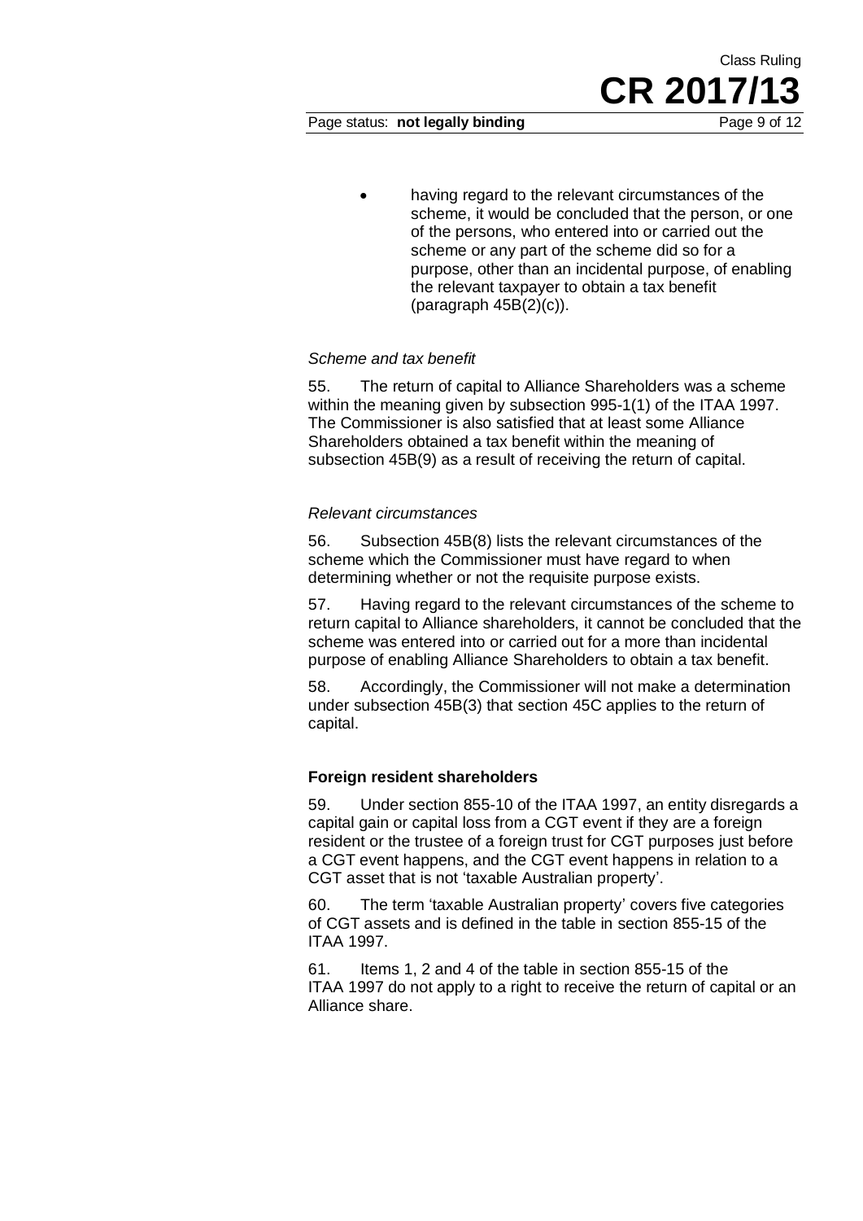- having regard to the relevant circumstances of the scheme, it would be concluded that the person, or one of the persons, who entered into or carried out the scheme or any part of the scheme did so for a purpose, other than an incidental purpose, of enabling the relevant taxpayer to obtain a tax benefit (paragraph 45B(2)(c)).

*Scheme and tax benefit*

55. The return of capital to Alliance Shareholders was a scheme within the meaning given by subsection 995-1(1) of the ITAA 1997. The Commissioner is also satisfied that at least some Alliance Shareholders obtained a tax benefit within the meaning of subsection 45B(9) as a result of receiving the return of capital.

*Relevant circumstances*

56. Subsection 45B(8) lists the relevant circumstances of the scheme which the Commissioner must have regard to when determining whether or not the requisite purpose exists.

57. Having regard to the relevant circumstances of the scheme to return capital to Alliance shareholders, it cannot be concluded that the scheme was entered into or carried out for a more than incidental purpose of enabling Alliance Shareholders to obtain a tax benefit.

58. Accordingly, the Commissioner will not make a determination under subsection 45B(3) that section 45C applies to the return of capital.

**Foreign resident shareholders**

59. Under section 855-10 of the ITAA 1997, an entity disregards a capital gain or capital loss from a CGT event if they are a foreign resident or the trustee of a foreign trust for CGT purposes just before a CGT event happens, and the CGT event happens in relation to a CGT asset that is not 'taxable Australian property'.

60. The term 'taxable Australian property' covers five categories of CGT assets and is defined in the table in section 855-15 of the ITAA 1997.

61. Items 1, 2 and 4 of the table in section 855-15 of the ITAA 1997 do not apply to a right to receive the return of capital or an Alliance share.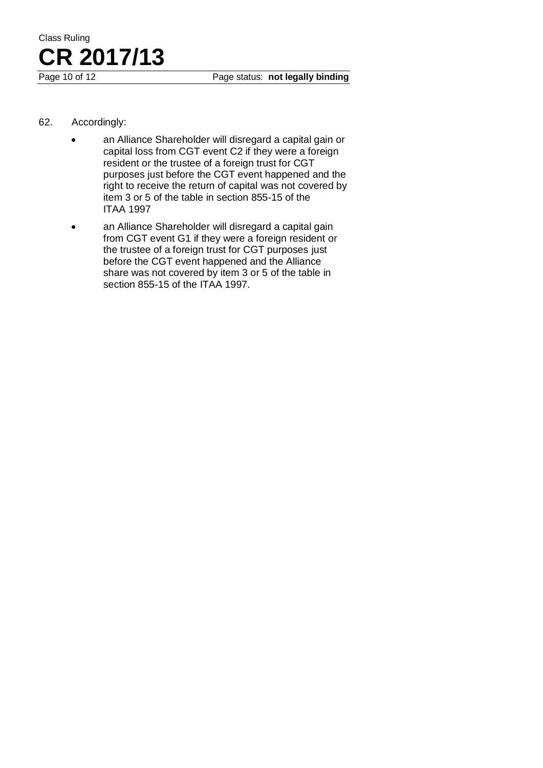62. Accordingly:

- an Alliance Shareholder will disregard a capital gain or capital loss from CGT event C2 if they were a foreign resident or the trustee of a foreign trust for CGT purposes just before the CGT event happened and the right to receive the return of capital was not covered by item 3 or 5 of the table in section 855-15 of the ITAA 1997
- an Alliance Shareholder will disregard a capital gain from CGT event G1 if they were a foreign resident or the trustee of a foreign trust for CGT purposes just before the CGT event happened and the Alliance share was not covered by item 3 or 5 of the table in section 855-15 of the ITAA 1997.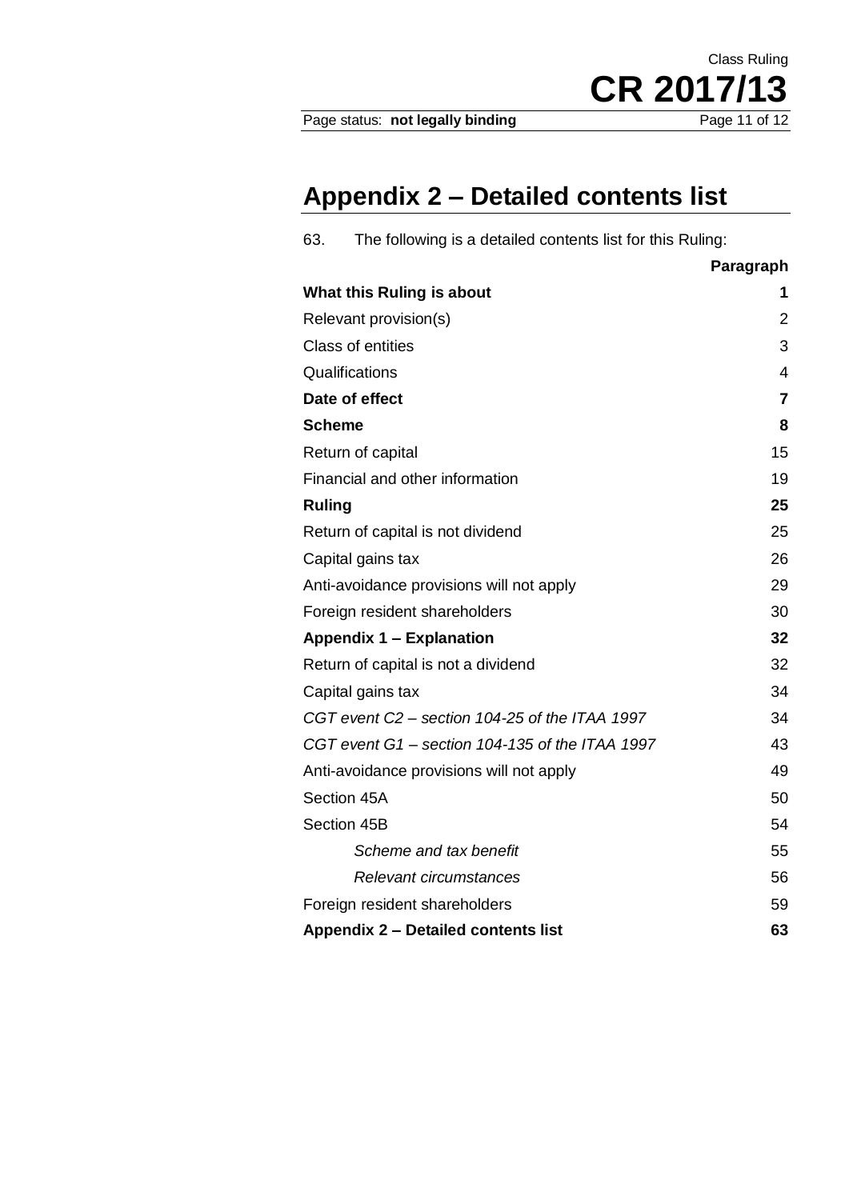## Appendix 2 – Detailed contents list

63. The following is a detailed contents list for this Ruling:

| | Paragraph |
|---|---|
| **What this Ruling is about** | **1** |
| Relevant provision(s) | 2 |
| Class of entities | 3 |
| Qualifications | 4 |
| **Date of effect** | **7** |
| **Scheme** | **8** |
| Return of capital | 15 |
| Financial and other information | 19 |
| **Ruling** | **25** |
| Return of capital is not dividend | 25 |
| Capital gains tax | 26 |
| Anti-avoidance provisions will not apply | 29 |
| Foreign resident shareholders | 30 |
| **Appendix 1 – Explanation** | **32** |
| Return of capital is not a dividend | 32 |
| Capital gains tax | 34 |
| *CGT event C2 – section 104-25 of the ITAA 1997* | 34 |
| *CGT event G1 – section 104-135 of the ITAA 1997* | 43 |
| Anti-avoidance provisions will not apply | 49 |
| Section 45A | 50 |
| Section 45B | 54 |
| *Scheme and tax benefit* | 55 |
| *Relevant circumstances* | 56 |
| Foreign resident shareholders | 59 |
| **Appendix 2 – Detailed contents list** | **63** |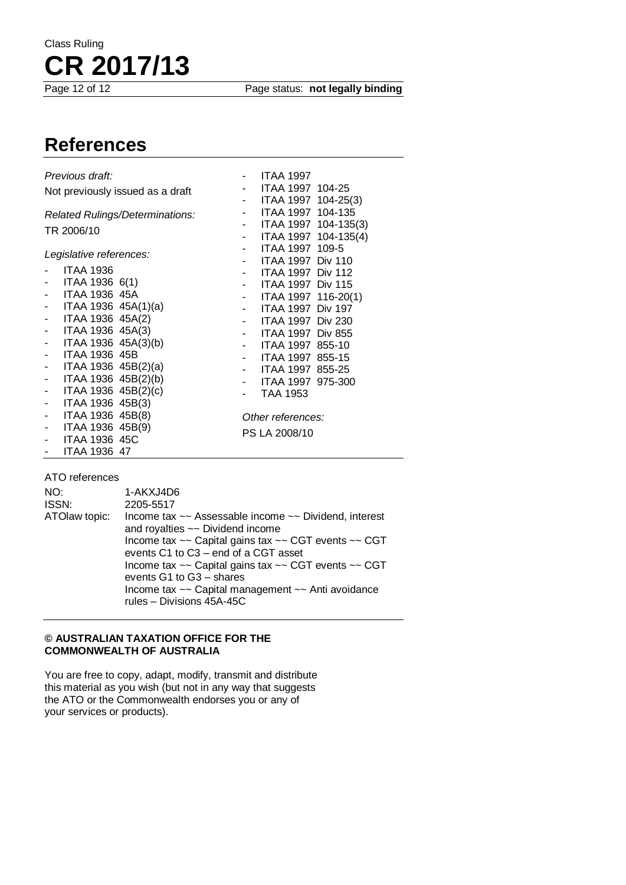# References

*Previous draft:*

Not previously issued as a draft

*Related Rulings/Determinations:*

TR 2006/10

*Legislative references:*

- ITAA 1936
- ITAA 1936 6(1)
- ITAA 1936 45A
- ITAA 1936 45A(1)(a)
- ITAA 1936 45A(2)
- ITAA 1936 45A(3)
- ITAA 1936 45A(3)(b)
- ITAA 1936 45B
- ITAA 1936 45B(2)(a)
- ITAA 1936 45B(2)(b)
- ITAA 1936 45B(2)(c)
- ITAA 1936 45B(3)
- ITAA 1936 45B(8)
- ITAA 1936 45B(9)
- ITAA 1936 45C
- ITAA 1936 47
- ITAA 1997
- ITAA 1997 104-25
- ITAA 1997 104-25(3)
- ITAA 1997 104-135
- ITAA 1997 104-135(3)
- ITAA 1997 104-135(4)
- ITAA 1997 109-5
- ITAA 1997 Div 110
- ITAA 1997 Div 112
- ITAA 1997 Div 115
- ITAA 1997 116-20(1)
- ITAA 1997 Div 197
- ITAA 1997 Div 230
- ITAA 1997 Div 855
- ITAA 1997 855-10
- ITAA 1997 855-15
- ITAA 1997 855-25
- ITAA 1997 975-300
- TAA 1953

*Other references:*

PS LA 2008/10

ATO references

| | |
|---|---|
| NO: | 1-AKXJ4D6 |
| ISSN: | 2205-5517 |
| ATOlaw topic: | Income tax ~~ Assessable income ~~ Dividend, interest and royalties ~~ Dividend income<br>Income tax ~~ Capital gains tax ~~ CGT events ~~ CGT events C1 to C3 – end of a CGT asset<br>Income tax ~~ Capital gains tax ~~ CGT events ~~ CGT events G1 to G3 – shares<br>Income tax ~~ Capital management ~~ Anti avoidance rules – Divisions 45A-45C |

**© AUSTRALIAN TAXATION OFFICE FOR THE COMMONWEALTH OF AUSTRALIA**

You are free to copy, adapt, modify, transmit and distribute this material as you wish (but not in any way that suggests the ATO or the Commonwealth endorses you or any of your services or products).